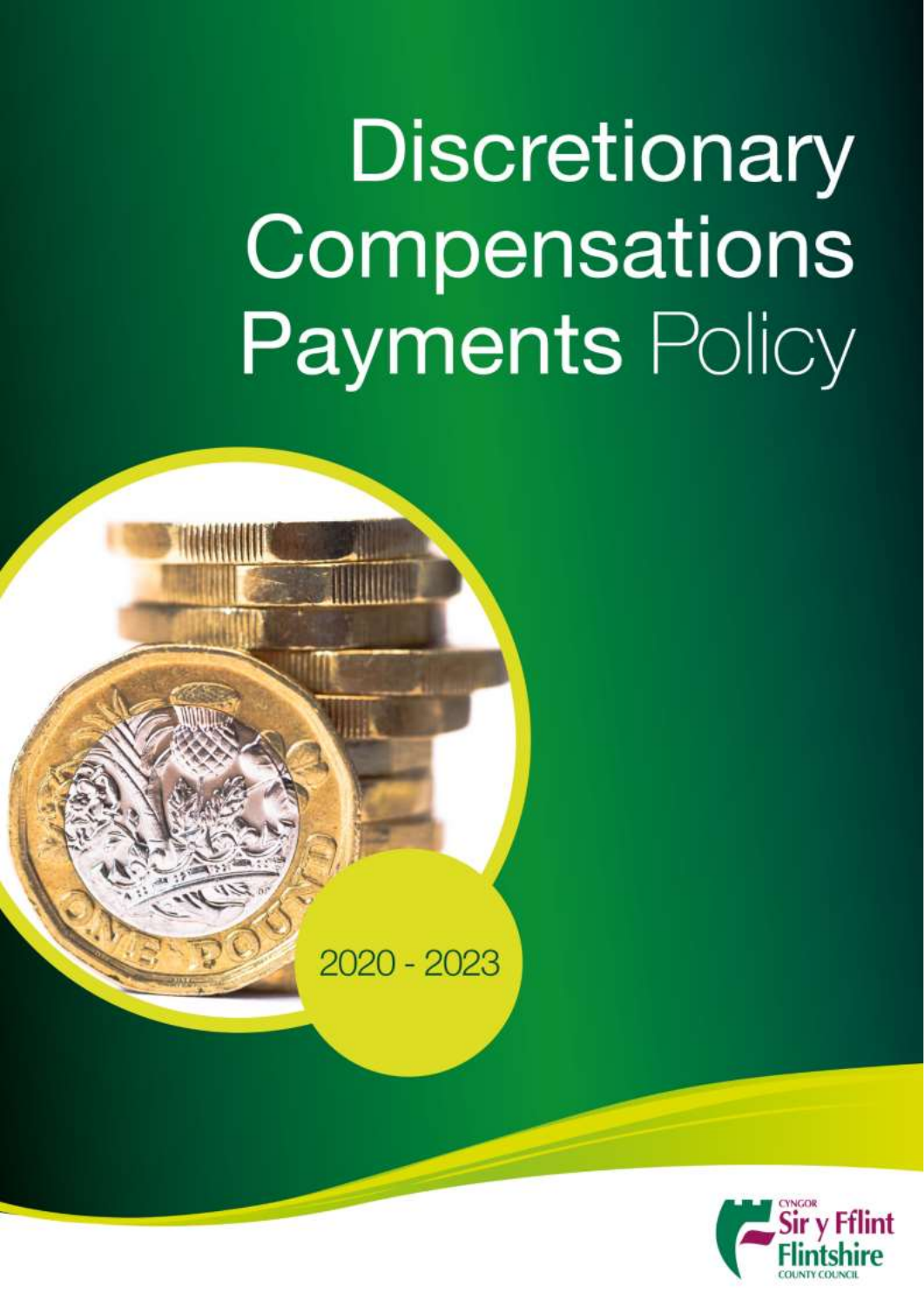# Discretionary Compensations Payments Policy

2020 - 2023

Cyngor Sir y Fflint
Flintshire County Council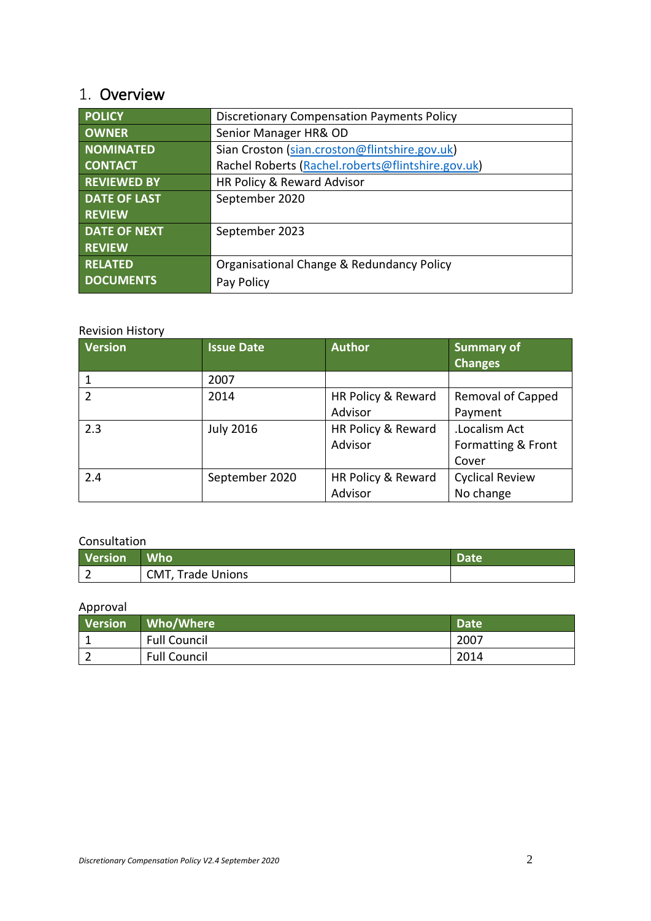# 1. Overview

| | |
|---|---|
| **POLICY** | Discretionary Compensation Payments Policy |
| **OWNER** | Senior Manager HR& OD |
| **NOMINATED CONTACT** | Sian Croston (sian.croston@flintshire.gov.uk)<br>Rachel Roberts (Rachel.roberts@flintshire.gov.uk) |
| **REVIEWED BY** | HR Policy & Reward Advisor |
| **DATE OF LAST REVIEW** | September 2020 |
| **DATE OF NEXT REVIEW** | September 2023 |
| **RELATED DOCUMENTS** | Organisational Change & Redundancy Policy<br>Pay Policy |

Revision History

| Version | Issue Date | Author | Summary of Changes |
|---|---|---|---|
| 1 | 2007 | | |
| 2 | 2014 | HR Policy & Reward Advisor | Removal of Capped Payment |
| 2.3 | July 2016 | HR Policy & Reward Advisor | .Localism Act Formatting & Front Cover |
| 2.4 | September 2020 | HR Policy & Reward Advisor | Cyclical Review No change |

Consultation

| Version | Who | Date |
|---|---|---|
| 2 | CMT, Trade Unions | |

Approval

| Version | Who/Where | Date |
|---|---|---|
| 1 | Full Council | 2007 |
| 2 | Full Council | 2014 |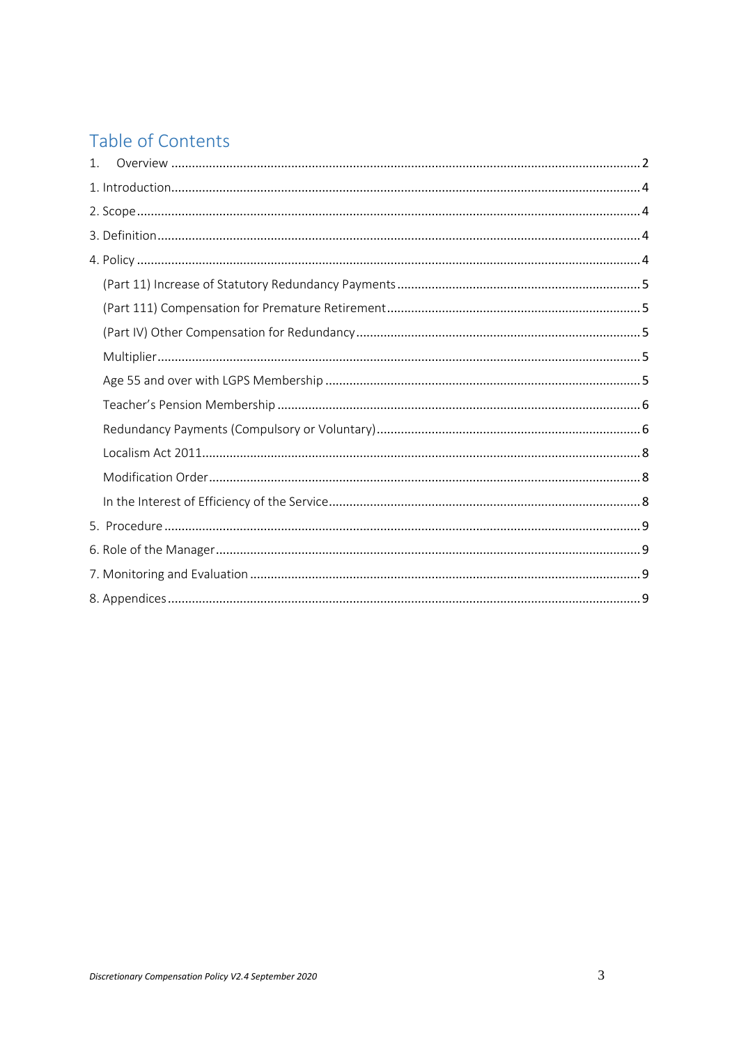## Table of Contents

1. Overview ........ 2

1. Introduction ........ 4

2. Scope ........ 4

3. Definition ........ 4

4. Policy ........ 4

- (Part 11) Increase of Statutory Redundancy Payments ........ 5
- (Part 111) Compensation for Premature Retirement ........ 5
- (Part IV) Other Compensation for Redundancy ........ 5
- Multiplier ........ 5
- Age 55 and over with LGPS Membership ........ 5
- Teacher's Pension Membership ........ 6
- Redundancy Payments (Compulsory or Voluntary) ........ 6
- Localism Act 2011 ........ 8
- Modification Order ........ 8
- In the Interest of Efficiency of the Service ........ 8

5. Procedure ........ 9

6. Role of the Manager ........ 9

7. Monitoring and Evaluation ........ 9

8. Appendices ........ 9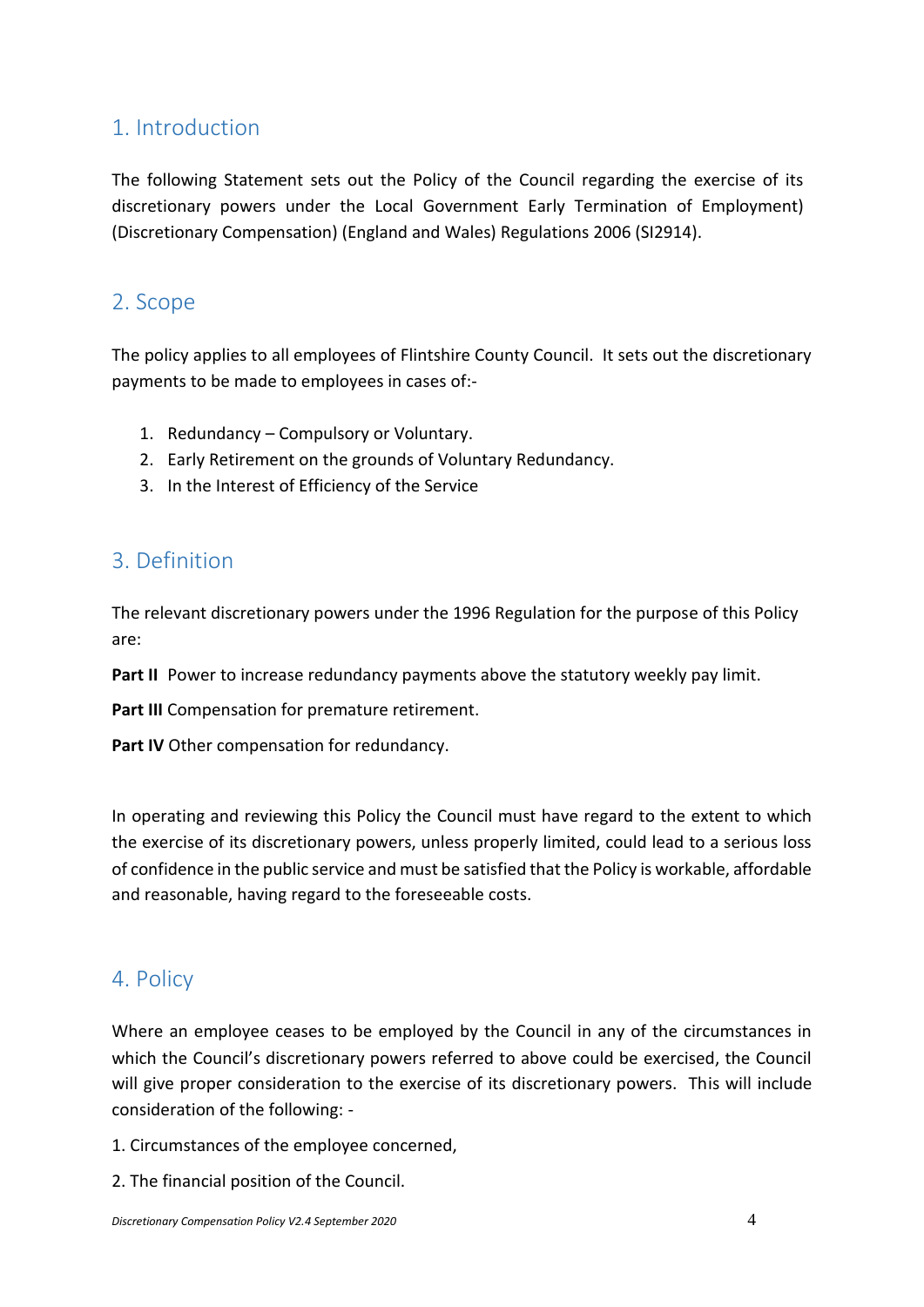## 1. Introduction

The following Statement sets out the Policy of the Council regarding the exercise of its discretionary powers under the Local Government Early Termination of Employment) (Discretionary Compensation) (England and Wales) Regulations 2006 (SI2914).

## 2. Scope

The policy applies to all employees of Flintshire County Council. It sets out the discretionary payments to be made to employees in cases of:-

1. Redundancy – Compulsory or Voluntary.
2. Early Retirement on the grounds of Voluntary Redundancy.
3. In the Interest of Efficiency of the Service

## 3. Definition

The relevant discretionary powers under the 1996 Regulation for the purpose of this Policy are:

**Part II** Power to increase redundancy payments above the statutory weekly pay limit.

**Part III** Compensation for premature retirement.

**Part IV** Other compensation for redundancy.

In operating and reviewing this Policy the Council must have regard to the extent to which the exercise of its discretionary powers, unless properly limited, could lead to a serious loss of confidence in the public service and must be satisfied that the Policy is workable, affordable and reasonable, having regard to the foreseeable costs.

## 4. Policy

Where an employee ceases to be employed by the Council in any of the circumstances in which the Council's discretionary powers referred to above could be exercised, the Council will give proper consideration to the exercise of its discretionary powers. This will include consideration of the following: -

1. Circumstances of the employee concerned,

2. The financial position of the Council.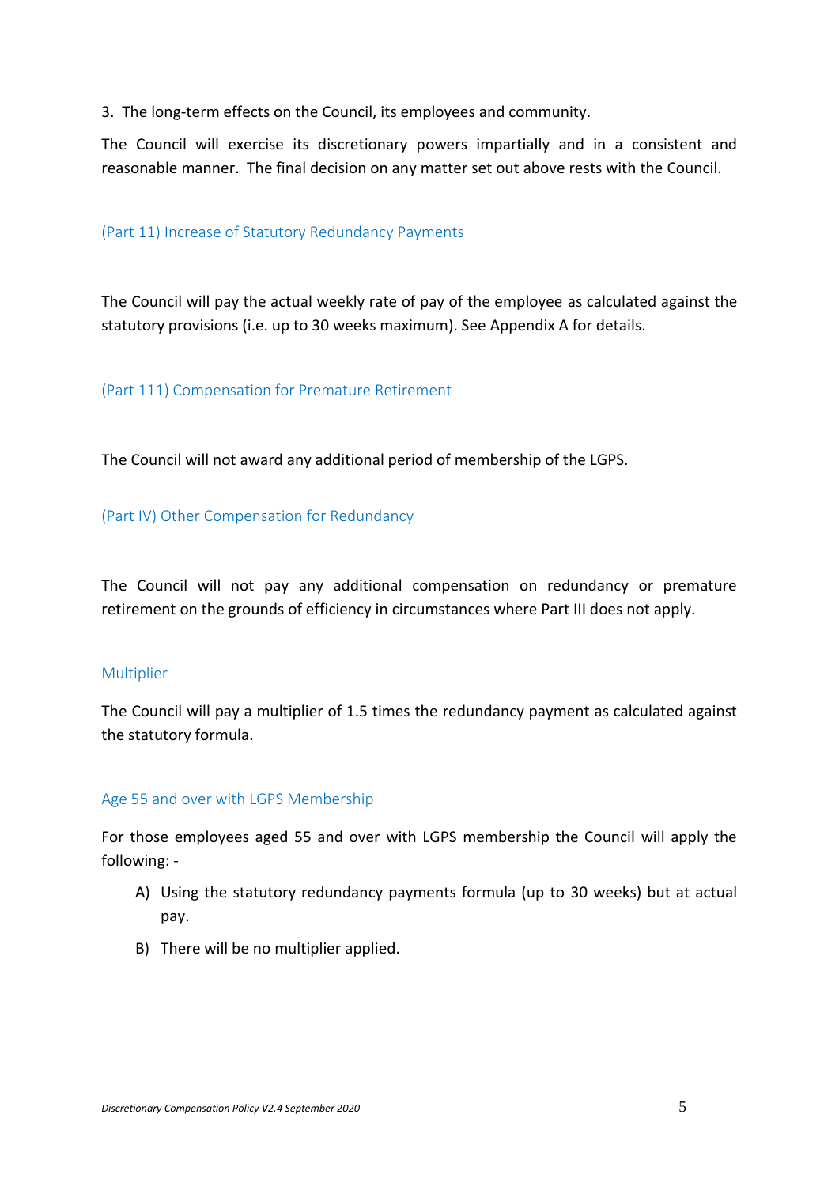3. The long-term effects on the Council, its employees and community.

The Council will exercise its discretionary powers impartially and in a consistent and reasonable manner. The final decision on any matter set out above rests with the Council.

### (Part 11) Increase of Statutory Redundancy Payments

The Council will pay the actual weekly rate of pay of the employee as calculated against the statutory provisions (i.e. up to 30 weeks maximum). See Appendix A for details.

### (Part 111) Compensation for Premature Retirement

The Council will not award any additional period of membership of the LGPS.

### (Part IV) Other Compensation for Redundancy

The Council will not pay any additional compensation on redundancy or premature retirement on the grounds of efficiency in circumstances where Part III does not apply.

### Multiplier

The Council will pay a multiplier of 1.5 times the redundancy payment as calculated against the statutory formula.

### Age 55 and over with LGPS Membership

For those employees aged 55 and over with LGPS membership the Council will apply the following: -

A) Using the statutory redundancy payments formula (up to 30 weeks) but at actual pay.

B) There will be no multiplier applied.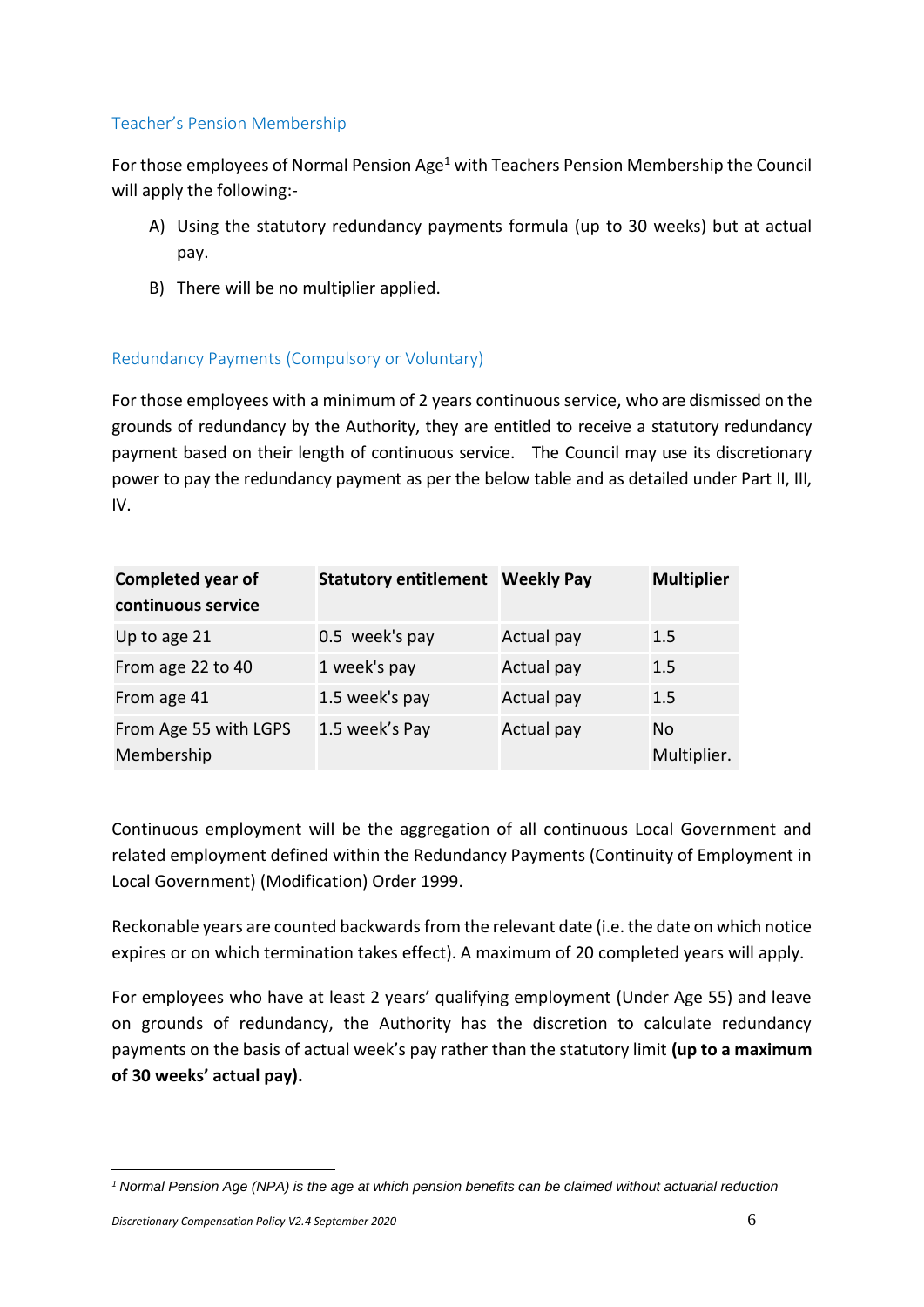## Teacher's Pension Membership

For those employees of Normal Pension Age[1] with Teachers Pension Membership the Council will apply the following:-

A) Using the statutory redundancy payments formula (up to 30 weeks) but at actual pay.

B) There will be no multiplier applied.

## Redundancy Payments (Compulsory or Voluntary)

For those employees with a minimum of 2 years continuous service, who are dismissed on the grounds of redundancy by the Authority, they are entitled to receive a statutory redundancy payment based on their length of continuous service. The Council may use its discretionary power to pay the redundancy payment as per the below table and as detailed under Part II, III, IV.

| Completed year of continuous service | Statutory entitlement | Weekly Pay | Multiplier |
|---|---|---|---|
| Up to age 21 | 0.5 week's pay | Actual pay | 1.5 |
| From age 22 to 40 | 1 week's pay | Actual pay | 1.5 |
| From age 41 | 1.5 week's pay | Actual pay | 1.5 |
| From Age 55 with LGPS Membership | 1.5 week's Pay | Actual pay | No Multiplier. |

Continuous employment will be the aggregation of all continuous Local Government and related employment defined within the Redundancy Payments (Continuity of Employment in Local Government) (Modification) Order 1999.

Reckonable years are counted backwards from the relevant date (i.e. the date on which notice expires or on which termination takes effect). A maximum of 20 completed years will apply.

For employees who have at least 2 years' qualifying employment (Under Age 55) and leave on grounds of redundancy, the Authority has the discretion to calculate redundancy payments on the basis of actual week's pay rather than the statutory limit **(up to a maximum of 30 weeks' actual pay).**

---

[1] *Normal Pension Age (NPA) is the age at which pension benefits can be claimed without actuarial reduction*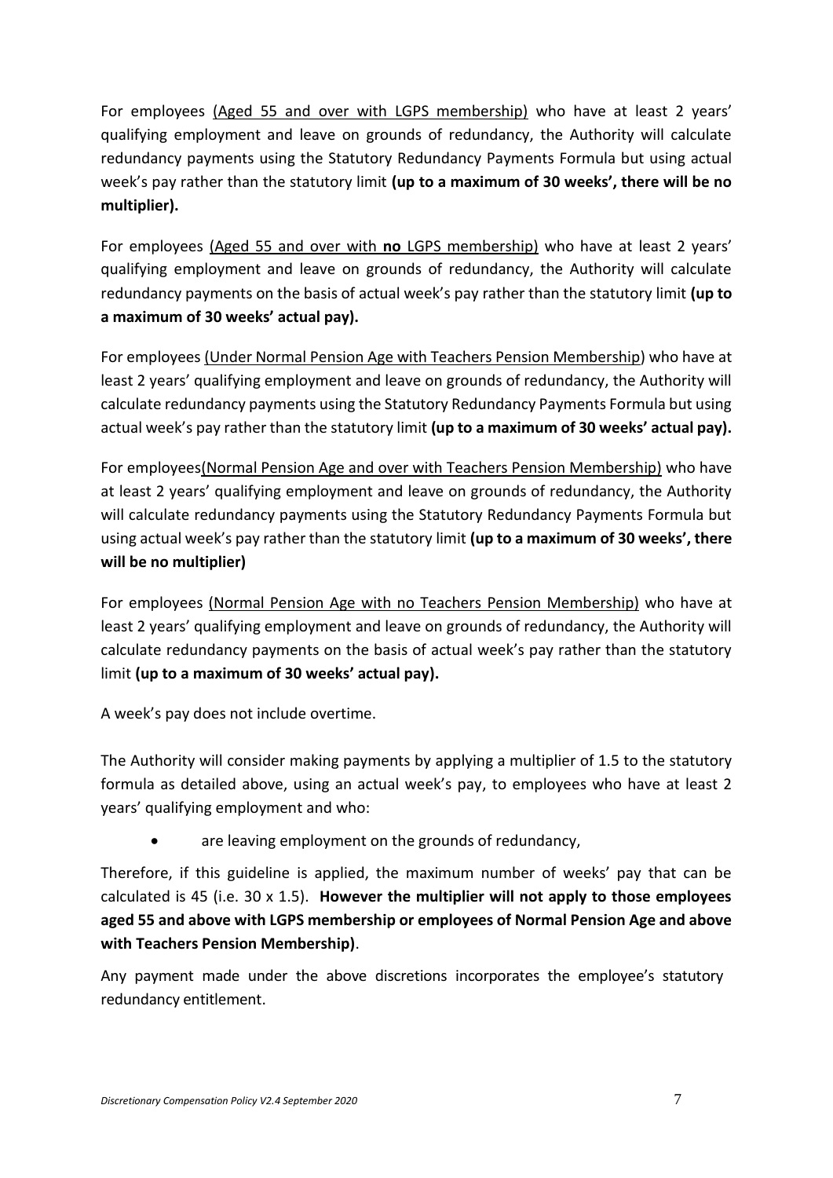For employees (Aged 55 and over with LGPS membership) who have at least 2 years' qualifying employment and leave on grounds of redundancy, the Authority will calculate redundancy payments using the Statutory Redundancy Payments Formula but using actual week's pay rather than the statutory limit **(up to a maximum of 30 weeks', there will be no multiplier).**

For employees (Aged 55 and over with **no** LGPS membership) who have at least 2 years' qualifying employment and leave on grounds of redundancy, the Authority will calculate redundancy payments on the basis of actual week's pay rather than the statutory limit **(up to a maximum of 30 weeks' actual pay).**

For employees (Under Normal Pension Age with Teachers Pension Membership) who have at least 2 years' qualifying employment and leave on grounds of redundancy, the Authority will calculate redundancy payments using the Statutory Redundancy Payments Formula but using actual week's pay rather than the statutory limit **(up to a maximum of 30 weeks' actual pay).**

For employees(Normal Pension Age and over with Teachers Pension Membership) who have at least 2 years' qualifying employment and leave on grounds of redundancy, the Authority will calculate redundancy payments using the Statutory Redundancy Payments Formula but using actual week's pay rather than the statutory limit **(up to a maximum of 30 weeks', there will be no multiplier)**

For employees (Normal Pension Age with no Teachers Pension Membership) who have at least 2 years' qualifying employment and leave on grounds of redundancy, the Authority will calculate redundancy payments on the basis of actual week's pay rather than the statutory limit **(up to a maximum of 30 weeks' actual pay).**

A week's pay does not include overtime.

The Authority will consider making payments by applying a multiplier of 1.5 to the statutory formula as detailed above, using an actual week's pay, to employees who have at least 2 years' qualifying employment and who:

- are leaving employment on the grounds of redundancy,

Therefore, if this guideline is applied, the maximum number of weeks' pay that can be calculated is 45 (i.e. 30 x 1.5). **However the multiplier will not apply to those employees aged 55 and above with LGPS membership or employees of Normal Pension Age and above with Teachers Pension Membership)**.

Any payment made under the above discretions incorporates the employee's statutory redundancy entitlement.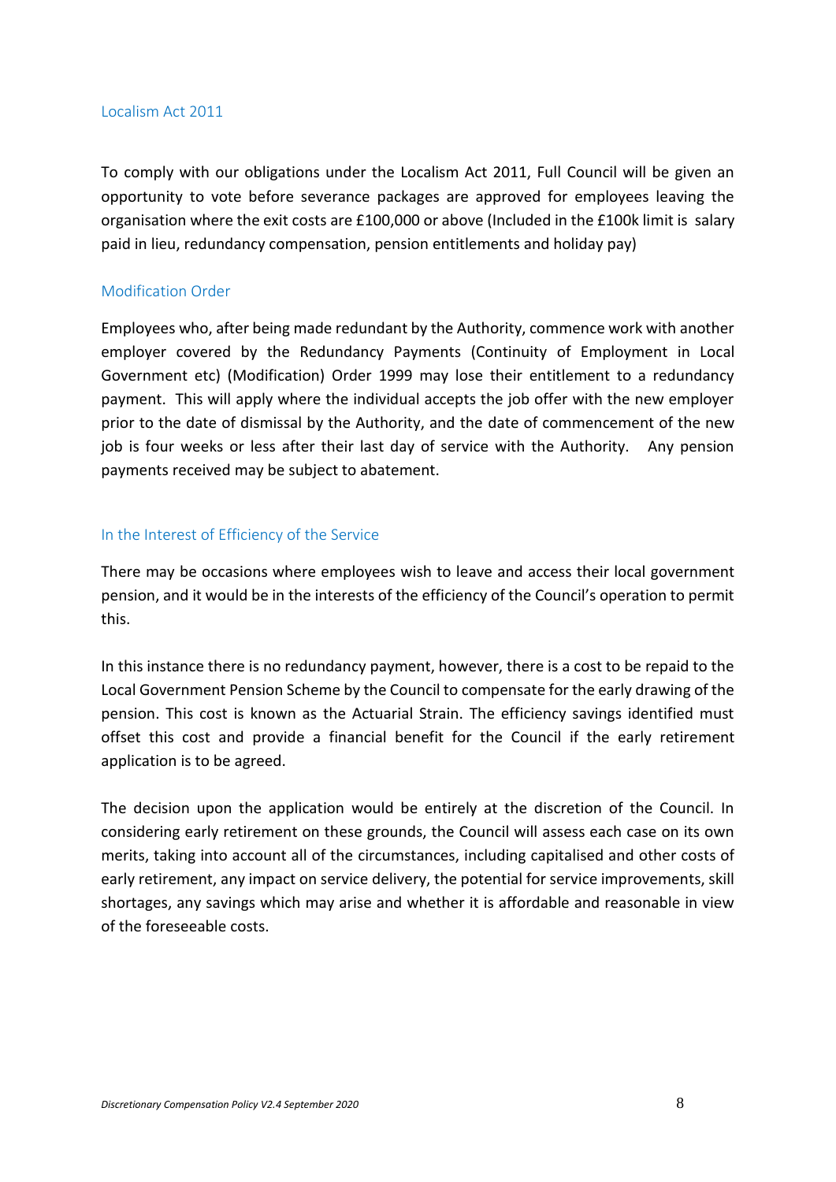## Localism Act 2011

To comply with our obligations under the Localism Act 2011, Full Council will be given an opportunity to vote before severance packages are approved for employees leaving the organisation where the exit costs are £100,000 or above (Included in the £100k limit is salary paid in lieu, redundancy compensation, pension entitlements and holiday pay)

## Modification Order

Employees who, after being made redundant by the Authority, commence work with another employer covered by the Redundancy Payments (Continuity of Employment in Local Government etc) (Modification) Order 1999 may lose their entitlement to a redundancy payment. This will apply where the individual accepts the job offer with the new employer prior to the date of dismissal by the Authority, and the date of commencement of the new job is four weeks or less after their last day of service with the Authority. Any pension payments received may be subject to abatement.

## In the Interest of Efficiency of the Service

There may be occasions where employees wish to leave and access their local government pension, and it would be in the interests of the efficiency of the Council's operation to permit this.

In this instance there is no redundancy payment, however, there is a cost to be repaid to the Local Government Pension Scheme by the Council to compensate for the early drawing of the pension. This cost is known as the Actuarial Strain. The efficiency savings identified must offset this cost and provide a financial benefit for the Council if the early retirement application is to be agreed.

The decision upon the application would be entirely at the discretion of the Council. In considering early retirement on these grounds, the Council will assess each case on its own merits, taking into account all of the circumstances, including capitalised and other costs of early retirement, any impact on service delivery, the potential for service improvements, skill shortages, any savings which may arise and whether it is affordable and reasonable in view of the foreseeable costs.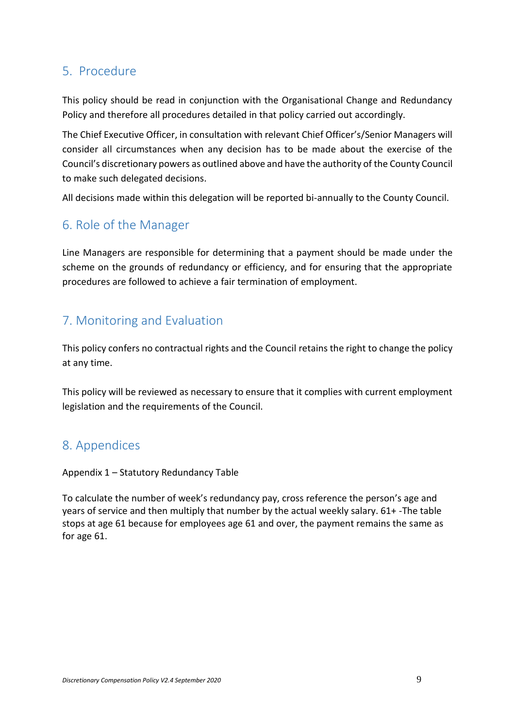## 5. Procedure

This policy should be read in conjunction with the Organisational Change and Redundancy Policy and therefore all procedures detailed in that policy carried out accordingly.

The Chief Executive Officer, in consultation with relevant Chief Officer's/Senior Managers will consider all circumstances when any decision has to be made about the exercise of the Council's discretionary powers as outlined above and have the authority of the County Council to make such delegated decisions.

All decisions made within this delegation will be reported bi-annually to the County Council.

## 6. Role of the Manager

Line Managers are responsible for determining that a payment should be made under the scheme on the grounds of redundancy or efficiency, and for ensuring that the appropriate procedures are followed to achieve a fair termination of employment.

## 7. Monitoring and Evaluation

This policy confers no contractual rights and the Council retains the right to change the policy at any time.

This policy will be reviewed as necessary to ensure that it complies with current employment legislation and the requirements of the Council.

## 8. Appendices

Appendix 1 – Statutory Redundancy Table

To calculate the number of week's redundancy pay, cross reference the person's age and years of service and then multiply that number by the actual weekly salary. 61+ -The table stops at age 61 because for employees age 61 and over, the payment remains the same as for age 61.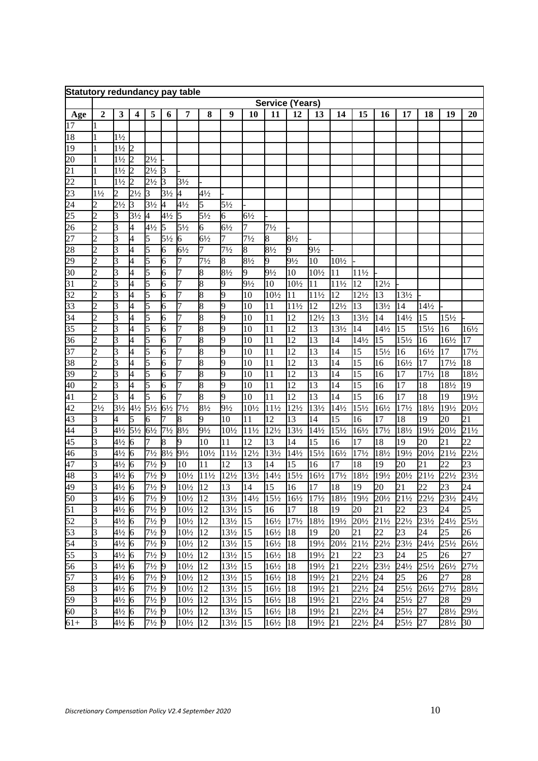**Statutory redundancy pay table**

| | Service (Years) | | | | | | | | | | | | | | | | | | |
|---|---|---|---|---|---|---|---|---|---|---|---|---|---|---|---|---|---|---|---|
| **Age** | **2** | **3** | **4** | **5** | **6** | **7** | **8** | **9** | **10** | **11** | **12** | **13** | **14** | **15** | **16** | **17** | **18** | **19** | **20** |
| 17 | 1 | | | | | | | | | | | | | | | | | | |
| 18 | 1 | 1½ | | | | | | | | | | | | | | | | | |
| 19 | 1 | 1½ | 2 | | | | | | | | | | | | | | | | |
| 20 | 1 | 1½ | 2 | 2½ | - | | | | | | | | | | | | | | |
| 21 | 1 | 1½ | 2 | 2½ | 3 | - | | | | | | | | | | | | | |
| 22 | 1 | 1½ | 2 | 2½ | 3 | 3½ | - | | | | | | | | | | | | |
| 23 | 1½ | 2 | 2½ | 3 | 3½ | 4 | 4½ | - | | | | | | | | | | | |
| 24 | 2 | 2½ | 3 | 3½ | 4 | 4½ | 5 | 5½ | - | | | | | | | | | | |
| 25 | 2 | 3 | 3½ | 4 | 4½ | 5 | 5½ | 6 | 6½ | - | | | | | | | | | |
| 26 | 2 | 3 | 4 | 4½ | 5 | 5½ | 6 | 6½ | 7 | 7½ | - | | | | | | | | |
| 27 | 2 | 3 | 4 | 5 | 5½ | 6 | 6½ | 7 | 7½ | 8 | 8½ | - | | | | | | | |
| 28 | 2 | 3 | 4 | 5 | 6 | 6½ | 7 | 7½ | 8 | 8½ | 9 | 9½ | - | | | | | | |
| 29 | 2 | 3 | 4 | 5 | 6 | 7 | 7½ | 8 | 8½ | 9 | 9½ | 10 | 10½ | - | | | | | |
| 30 | 2 | 3 | 4 | 5 | 6 | 7 | 8 | 8½ | 9 | 9½ | 10 | 10½ | 11 | 11½ | - | | | | |
| 31 | 2 | 3 | 4 | 5 | 6 | 7 | 8 | 9 | 9½ | 10 | 10½ | 11 | 11½ | 12 | 12½ | - | | | |
| 32 | 2 | 3 | 4 | 5 | 6 | 7 | 8 | 9 | 10 | 10½ | 11 | 11½ | 12 | 12½ | 13 | 13½ | - | | |
| 33 | 2 | 3 | 4 | 5 | 6 | 7 | 8 | 9 | 10 | 11 | 11½ | 12 | 12½ | 13 | 13½ | 14 | 14½ | - | |
| 34 | 2 | 3 | 4 | 5 | 6 | 7 | 8 | 9 | 10 | 11 | 12 | 12½ | 13 | 13½ | 14 | 14½ | 15 | 15½ | - |
| 35 | 2 | 3 | 4 | 5 | 6 | 7 | 8 | 9 | 10 | 11 | 12 | 13 | 13½ | 14 | 14½ | 15 | 15½ | 16 | 16½ |
| 36 | 2 | 3 | 4 | 5 | 6 | 7 | 8 | 9 | 10 | 11 | 12 | 13 | 14 | 14½ | 15 | 15½ | 16 | 16½ | 17 |
| 37 | 2 | 3 | 4 | 5 | 6 | 7 | 8 | 9 | 10 | 11 | 12 | 13 | 14 | 15 | 15½ | 16 | 16½ | 17 | 17½ |
| 38 | 2 | 3 | 4 | 5 | 6 | 7 | 8 | 9 | 10 | 11 | 12 | 13 | 14 | 15 | 16 | 16½ | 17 | 17½ | 18 |
| 39 | 2 | 3 | 4 | 5 | 6 | 7 | 8 | 9 | 10 | 11 | 12 | 13 | 14 | 15 | 16 | 17 | 17½ | 18 | 18½ |
| 40 | 2 | 3 | 4 | 5 | 6 | 7 | 8 | 9 | 10 | 11 | 12 | 13 | 14 | 15 | 16 | 17 | 18 | 18½ | 19 |
| 41 | 2 | 3 | 4 | 5 | 6 | 7 | 8 | 9 | 10 | 11 | 12 | 13 | 14 | 15 | 16 | 17 | 18 | 19 | 19½ |
| 42 | 2½ | 3½ | 4½ | 5½ | 6½ | 7½ | 8½ | 9½ | 10½ | 11½ | 12½ | 13½ | 14½ | 15½ | 16½ | 17½ | 18½ | 19½ | 20½ |
| 43 | 3 | 4 | 5 | 6 | 7 | 8 | 9 | 10 | 11 | 12 | 13 | 14 | 15 | 16 | 17 | 18 | 19 | 20 | 21 |
| 44 | 3 | 4½ | 5½ | 6½ | 7½ | 8½ | 9½ | 10½ | 11½ | 12½ | 13½ | 14½ | 15½ | 16½ | 17½ | 18½ | 19½ | 20½ | 21½ |
| 45 | 3 | 4½ | 6 | 7 | 8 | 9 | 10 | 11 | 12 | 13 | 14 | 15 | 16 | 17 | 18 | 19 | 20 | 21 | 22 |
| 46 | 3 | 4½ | 6 | 7½ | 8½ | 9½ | 10½ | 11½ | 12½ | 13½ | 14½ | 15½ | 16½ | 17½ | 18½ | 19½ | 20½ | 21½ | 22½ |
| 47 | 3 | 4½ | 6 | 7½ | 9 | 10 | 11 | 12 | 13 | 14 | 15 | 16 | 17 | 18 | 19 | 20 | 21 | 22 | 23 |
| 48 | 3 | 4½ | 6 | 7½ | 9 | 10½ | 11½ | 12½ | 13½ | 14½ | 15½ | 16½ | 17½ | 18½ | 19½ | 20½ | 21½ | 22½ | 23½ |
| 49 | 3 | 4½ | 6 | 7½ | 9 | 10½ | 12 | 13 | 14 | 15 | 16 | 17 | 18 | 19 | 20 | 21 | 22 | 23 | 24 |
| 50 | 3 | 4½ | 6 | 7½ | 9 | 10½ | 12 | 13½ | 14½ | 15½ | 16½ | 17½ | 18½ | 19½ | 20½ | 21½ | 22½ | 23½ | 24½ |
| 51 | 3 | 4½ | 6 | 7½ | 9 | 10½ | 12 | 13½ | 15 | 16 | 17 | 18 | 19 | 20 | 21 | 22 | 23 | 24 | 25 |
| 52 | 3 | 4½ | 6 | 7½ | 9 | 10½ | 12 | 13½ | 15 | 16½ | 17½ | 18½ | 19½ | 20½ | 21½ | 22½ | 23½ | 24½ | 25½ |
| 53 | 3 | 4½ | 6 | 7½ | 9 | 10½ | 12 | 13½ | 15 | 16½ | 18 | 19 | 20 | 21 | 22 | 23 | 24 | 25 | 26 |
| 54 | 3 | 4½ | 6 | 7½ | 9 | 10½ | 12 | 13½ | 15 | 16½ | 18 | 19½ | 20½ | 21½ | 22½ | 23½ | 24½ | 25½ | 26½ |
| 55 | 3 | 4½ | 6 | 7½ | 9 | 10½ | 12 | 13½ | 15 | 16½ | 18 | 19½ | 21 | 22 | 23 | 24 | 25 | 26 | 27 |
| 56 | 3 | 4½ | 6 | 7½ | 9 | 10½ | 12 | 13½ | 15 | 16½ | 18 | 19½ | 21 | 22½ | 23½ | 24½ | 25½ | 26½ | 27½ |
| 57 | 3 | 4½ | 6 | 7½ | 9 | 10½ | 12 | 13½ | 15 | 16½ | 18 | 19½ | 21 | 22½ | 24 | 25 | 26 | 27 | 28 |
| 58 | 3 | 4½ | 6 | 7½ | 9 | 10½ | 12 | 13½ | 15 | 16½ | 18 | 19½ | 21 | 22½ | 24 | 25½ | 26½ | 27½ | 28½ |
| 59 | 3 | 4½ | 6 | 7½ | 9 | 10½ | 12 | 13½ | 15 | 16½ | 18 | 19½ | 21 | 22½ | 24 | 25½ | 27 | 28 | 29 |
| 60 | 3 | 4½ | 6 | 7½ | 9 | 10½ | 12 | 13½ | 15 | 16½ | 18 | 19½ | 21 | 22½ | 24 | 25½ | 27 | 28½ | 29½ |
| 61+ | 3 | 4½ | 6 | 7½ | 9 | 10½ | 12 | 13½ | 15 | 16½ | 18 | 19½ | 21 | 22½ | 24 | 25½ | 27 | 28½ | 30 |